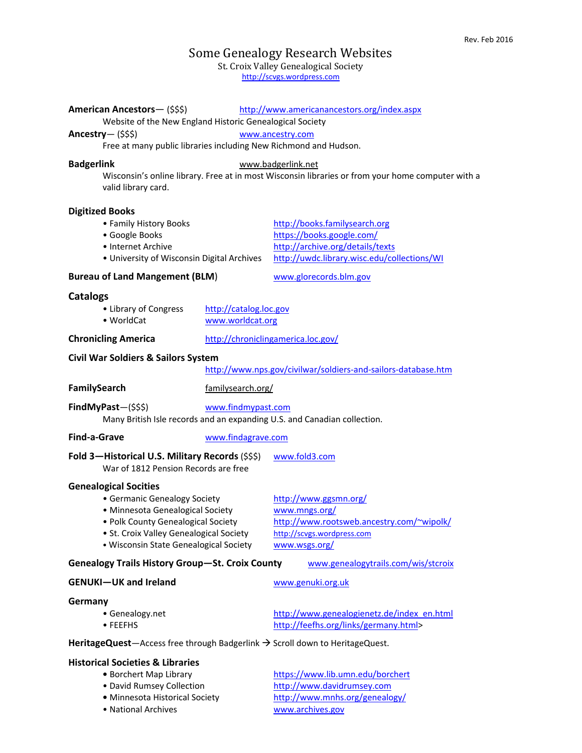Rev. Feb 2016

# Some Genealogy Research Websites

St. Croix Valley Genealogical Society
http://scvgs.wordpress.com

**American Ancestors**— ($$$) http://www.americanancestors.org/index.aspx
Website of the New England Historic Genealogical Society

**Ancestry**— ($$$) www.ancestry.com
Free at many public libraries including New Richmond and Hudson.

**Badgerlink** www.badgerlink.net
Wisconsin's online library. Free at in most Wisconsin libraries or from your home computer with a valid library card.

**Digitized Books**

- Family History Books http://books.familysearch.org
- Google Books https://books.google.com/
- Internet Archive http://archive.org/details/texts
- University of Wisconsin Digital Archives http://uwdc.library.wisc.edu/collections/WI

**Bureau of Land Mangement (BLM)** www.glorecords.blm.gov

**Catalogs**

- Library of Congress http://catalog.loc.gov
- WorldCat www.worldcat.org

**Chronicling America** http://chroniclingamerica.loc.gov/

**Civil War Soldiers & Sailors System**
http://www.nps.gov/civilwar/soldiers-and-sailors-database.htm

**FamilySearch** familysearch.org/

**FindMyPast**—($$$) www.findmypast.com
Many British Isle records and an expanding U.S. and Canadian collection.

**Find-a-Grave** www.findagrave.com

**Fold 3—Historical U.S. Military Records** ($$$) www.fold3.com
War of 1812 Pension Records are free

**Genealogical Socities**

- Germanic Genealogy Society http://www.ggsmn.org/
- Minnesota Genealogical Society www.mngs.org/
- Polk County Genealogical Society http://www.rootsweb.ancestry.com/~wipolk/
- St. Croix Valley Genealogical Society http://scvgs.wordpress.com
- Wisconsin State Genealogical Society www.wsgs.org/

**Genealogy Trails History Group—St. Croix County** www.genealogytrails.com/wis/stcroix

**GENUKI—UK and Ireland** www.genuki.org.uk

**Germany**

- Genealogy.net http://www.genealogienetz.de/index_en.html
- FEEFHS http://feefhs.org/links/germany.html>

**HeritageQuest**—Access free through Badgerlink → Scroll down to HeritageQuest.

**Historical Societies & Libraries**

- Borchert Map Library https://www.lib.umn.edu/borchert
- David Rumsey Collection http://www.davidrumsey.com
- Minnesota Historical Society http://www.mnhs.org/genealogy/
- National Archives www.archives.gov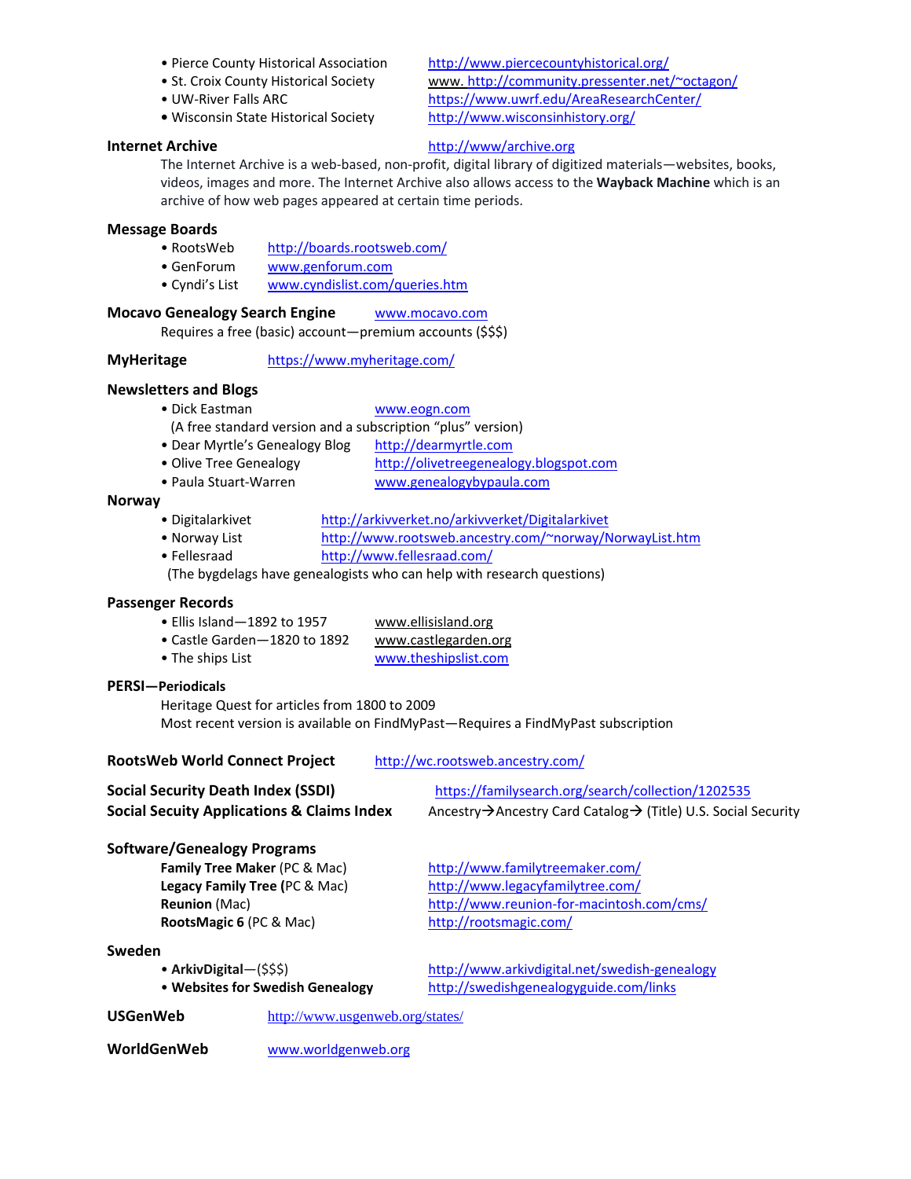- Pierce County Historical Association http://www.piercecountyhistorical.org/
- St. Croix County Historical Society www. http://community.pressenter.net/~octagon/
- UW-River Falls ARC https://www.uwrf.edu/AreaResearchCenter/
- Wisconsin State Historical Society http://www.wisconsinhistory.org/

**Internet Archive** http://www/archive.org

The Internet Archive is a web-based, non-profit, digital library of digitized materials—websites, books, videos, images and more. The Internet Archive also allows access to the **Wayback Machine** which is an archive of how web pages appeared at certain time periods.

**Message Boards**

- RootsWeb http://boards.rootsweb.com/
- GenForum www.genforum.com
- Cyndi's List www.cyndislist.com/queries.htm

**Mocavo Genealogy Search Engine** www.mocavo.com

Requires a free (basic) account—premium accounts ($$$)

**MyHeritage** https://www.myheritage.com/

**Newsletters and Blogs**

- Dick Eastman www.eogn.com
  (A free standard version and a subscription "plus" version)
- Dear Myrtle's Genealogy Blog http://dearmyrtle.com
- Olive Tree Genealogy http://olivetreegenealogy.blogspot.com
- Paula Stuart-Warren www.genealogybypaula.com

**Norway**

- Digitalarkivet http://arkivverket.no/arkivverket/Digitalarkivet
- Norway List http://www.rootsweb.ancestry.com/~norway/NorwayList.htm
- Fellesraad http://www.fellesraad.com/

(The bygdelags have genealogists who can help with research questions)

**Passenger Records**

- Ellis Island—1892 to 1957 www.ellisisland.org
- Castle Garden—1820 to 1892 www.castlegarden.org
- The ships List www.theshipslist.com

**PERSI—Periodicals**

Heritage Quest for articles from 1800 to 2009

Most recent version is available on FindMyPast—Requires a FindMyPast subscription

**RootsWeb World Connect Project** http://wc.rootsweb.ancestry.com/

**Social Security Death Index (SSDI)** https://familysearch.org/search/collection/1202535

**Social Secuity Applications & Claims Index** Ancestry→Ancestry Card Catalog→ (Title) U.S. Social Security

**Software/Genealogy Programs**

**Family Tree Maker** (PC & Mac) http://www.familytreemaker.com/

**Legacy Family Tree (**PC & Mac) http://www.legacyfamilytree.com/

**Reunion** (Mac) http://www.reunion-for-macintosh.com/cms/

**RootsMagic 6** (PC & Mac) http://rootsmagic.com/

**Sweden**

- **ArkivDigital**—($$$) http://www.arkivdigital.net/swedish-genealogy
- **Websites for Swedish Genealogy** http://swedishgenealogyguide.com/links

**USGenWeb** http://www.usgenweb.org/states/

**WorldGenWeb** www.worldgenweb.org